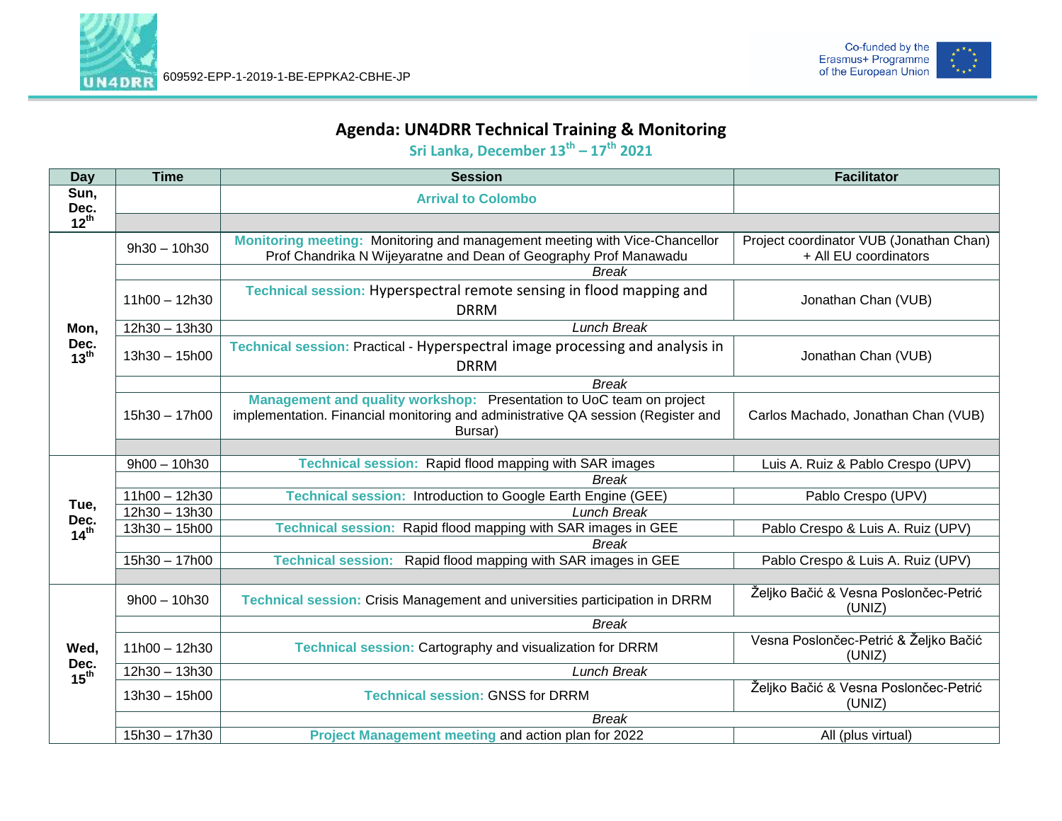609592-EPP-1-2019-1-BE-EPPKA2-CBHE-JP

Co-funded by the Erasmus+ Programme of the European Union

# Agenda: UN4DRR Technical Training & Monitoring

## Sri Lanka, December 13th – 17th 2021

| Day | Time | Session | Facilitator |
|---|---|---|---|
| Sun, Dec. 12th | | Arrival to Colombo | |
| Mon, Dec. 13th | 9h30 – 10h30 | **Monitoring meeting:** Monitoring and management meeting with Vice-Chancellor Prof Chandrika N Wijeyaratne and Dean of Geography Prof Manawadu | Project coordinator VUB (Jonathan Chan) + All EU coordinators |
| | | *Break* | |
| | 11h00 – 12h30 | **Technical session:** Hyperspectral remote sensing in flood mapping and DRRM | Jonathan Chan (VUB) |
| | 12h30 – 13h30 | *Lunch Break* | |
| | 13h30 – 15h00 | **Technical session:** Practical - Hyperspectral image processing and analysis in DRRM | Jonathan Chan (VUB) |
| | | *Break* | |
| | 15h30 – 17h00 | **Management and quality workshop:** Presentation to UoC team on project implementation. Financial monitoring and administrative QA session (Register and Bursar) | Carlos Machado, Jonathan Chan (VUB) |
| Tue, Dec. 14th | 9h00 – 10h30 | **Technical session:** Rapid flood mapping with SAR images | Luis A. Ruiz & Pablo Crespo (UPV) |
| | | *Break* | |
| | 11h00 – 12h30 | **Technical session:** Introduction to Google Earth Engine (GEE) | Pablo Crespo (UPV) |
| | 12h30 – 13h30 | *Lunch Break* | |
| | 13h30 – 15h00 | **Technical session:** Rapid flood mapping with SAR images in GEE | Pablo Crespo & Luis A. Ruiz (UPV) |
| | | *Break* | |
| | 15h30 – 17h00 | **Technical session:** Rapid flood mapping with SAR images in GEE | Pablo Crespo & Luis A. Ruiz (UPV) |
| Wed, Dec. 15th | 9h00 – 10h30 | **Technical session:** Crisis Management and universities participation in DRRM | Željko Bačić & Vesna Poslončec-Petrić (UNIZ) |
| | | *Break* | |
| | 11h00 – 12h30 | **Technical session:** Cartography and visualization for DRRM | Vesna Poslončec-Petrić & Željko Bačić (UNIZ) |
| | 12h30 – 13h30 | *Lunch Break* | |
| | 13h30 – 15h00 | **Technical session:** GNSS for DRRM | Željko Bačić & Vesna Poslončec-Petrić (UNIZ) |
| | | *Break* | |
| | 15h30 – 17h30 | **Project Management meeting** and action plan for 2022 | All (plus virtual) |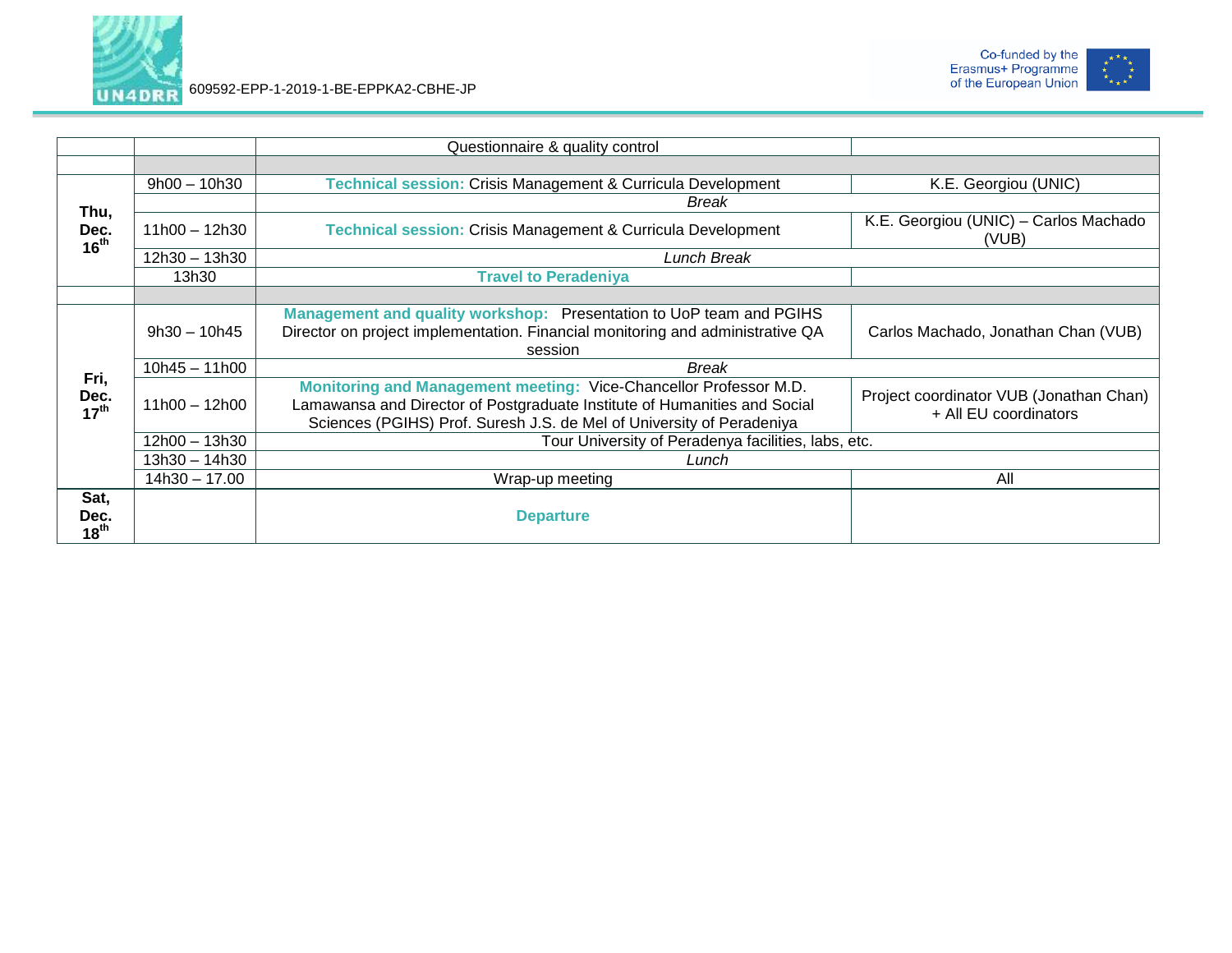| | | | |
|---|---|---|---|
| | | Questionnaire & quality control | |
| | | | |
| **Thu, Dec. 16th** | 9h00 – 10h30 | **Technical session:** Crisis Management & Curricula Development | K.E. Georgiou (UNIC) |
| | | *Break* | |
| | 11h00 – 12h30 | **Technical session:** Crisis Management & Curricula Development | K.E. Georgiou (UNIC) – Carlos Machado (VUB) |
| | 12h30 – 13h30 | *Lunch Break* | |
| | 13h30 | **Travel to Peradeniya** | |
| | | | |
| **Fri, Dec. 17th** | 9h30 – 10h45 | **Management and quality workshop:** Presentation to UoP team and PGIHS Director on project implementation. Financial monitoring and administrative QA session | Carlos Machado, Jonathan Chan (VUB) |
| | 10h45 – 11h00 | *Break* | |
| | 11h00 – 12h00 | **Monitoring and Management meeting:** Vice-Chancellor Professor M.D. Lamawansa and Director of Postgraduate Institute of Humanities and Social Sciences (PGIHS) Prof. Suresh J.S. de Mel of University of Peradeniya | Project coordinator VUB (Jonathan Chan) + All EU coordinators |
| | 12h00 – 13h30 | Tour University of Peradenya facilities, labs, etc. | |
| | 13h30 – 14h30 | *Lunch* | |
| | 14h30 – 17.00 | Wrap-up meeting | All |
| **Sat, Dec. 18th** | | **Departure** | |